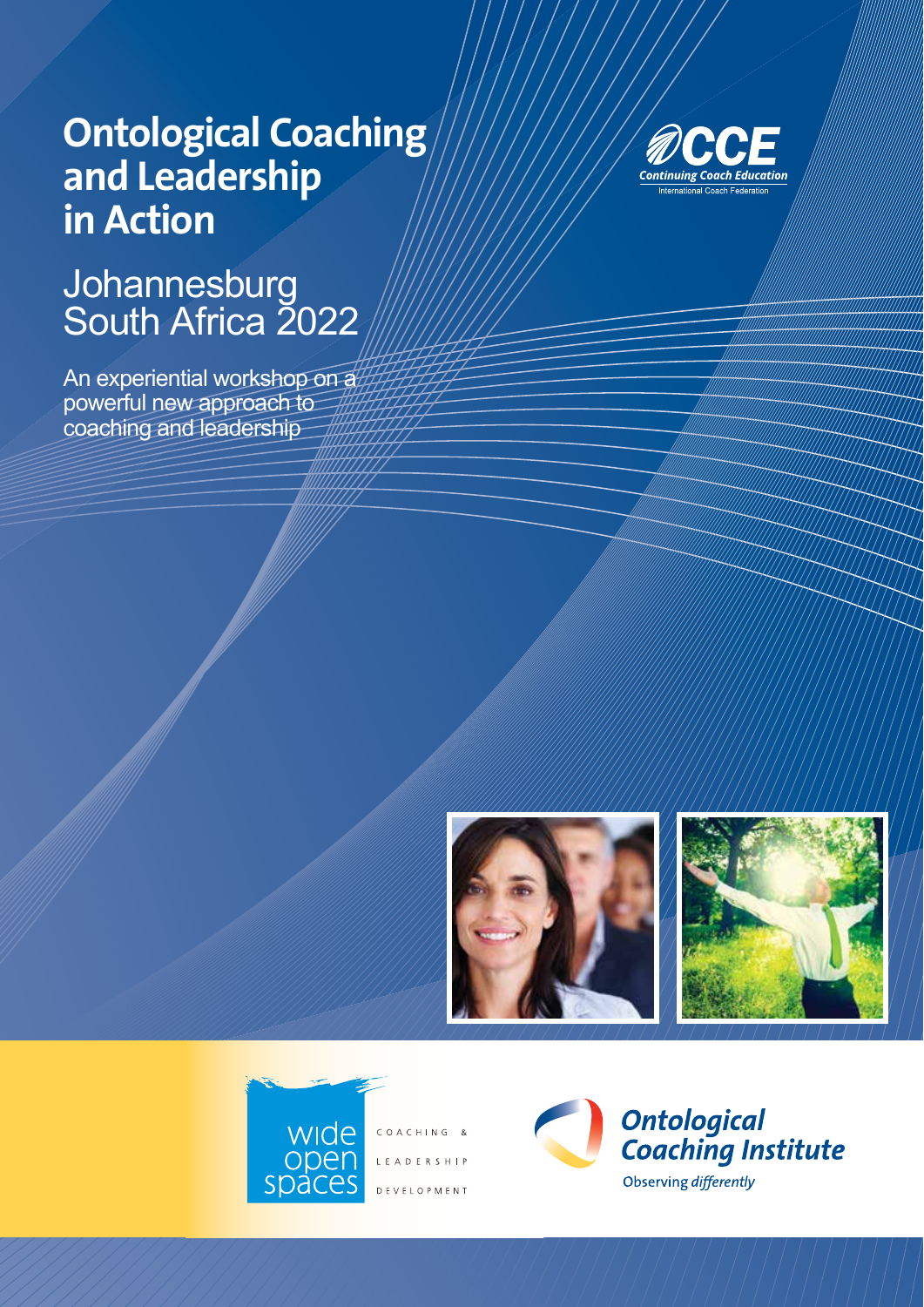# Ontological Coaching and Leadership in Action

## Johannesburg South Africa 2022

An experiential workshop on a powerful new approach to coaching and leadership

CCE
*Continuing Coach Education*
International Coach Federation

wide open spaces

COACHING & LEADERSHIP DEVELOPMENT

**Ontological Coaching Institute**

Observing *differently*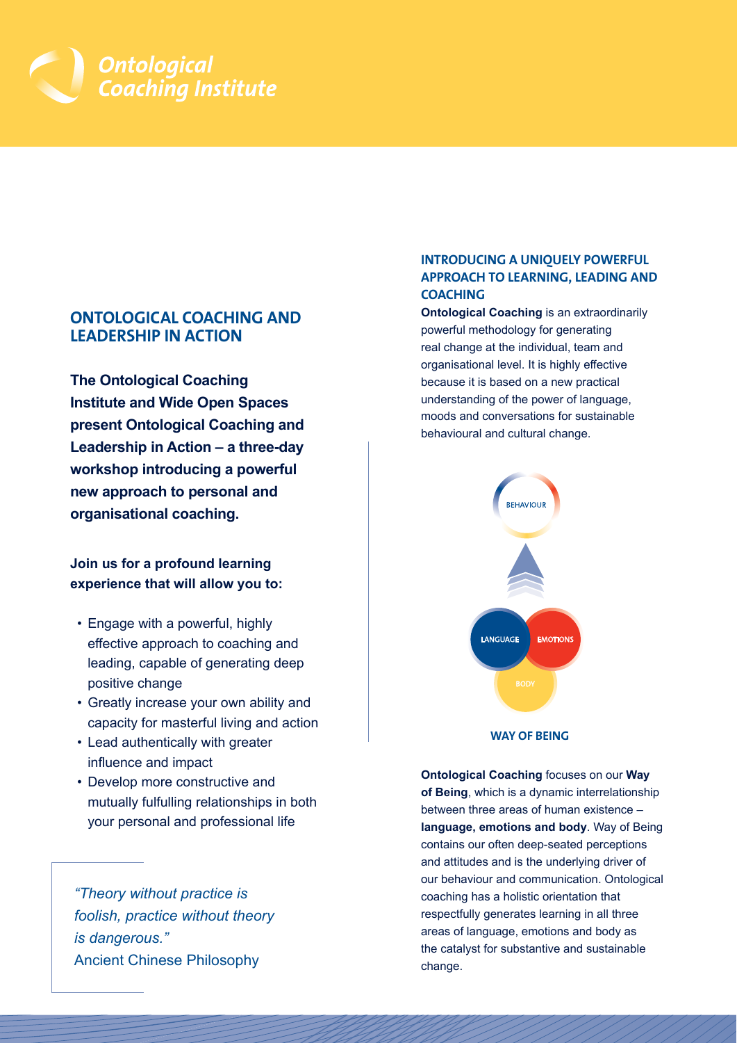Ontological Coaching Institute

## ONTOLOGICAL COACHING AND LEADERSHIP IN ACTION

**The Ontological Coaching Institute and Wide Open Spaces present Ontological Coaching and Leadership in Action – a three-day workshop introducing a powerful new approach to personal and organisational coaching.**

**Join us for a profound learning experience that will allow you to:**

- Engage with a powerful, highly effective approach to coaching and leading, capable of generating deep positive change
- Greatly increase your own ability and capacity for masterful living and action
- Lead authentically with greater influence and impact
- Develop more constructive and mutually fulfilling relationships in both your personal and professional life

> *"Theory without practice is foolish, practice without theory is dangerous."*
> Ancient Chinese Philosophy

## INTRODUCING A UNIQUELY POWERFUL APPROACH TO LEARNING, LEADING AND COACHING

**Ontological Coaching** is an extraordinarily powerful methodology for generating real change at the individual, team and organisational level. It is highly effective because it is based on a new practical understanding of the power of language, moods and conversations for sustainable behavioural and cultural change.

BEHAVIOUR

LANGUAGE EMOTIONS BODY

WAY OF BEING

**Ontological Coaching** focuses on our **Way of Being**, which is a dynamic interrelationship between three areas of human existence – **language, emotions and body**. Way of Being contains our often deep-seated perceptions and attitudes and is the underlying driver of our behaviour and communication. Ontological coaching has a holistic orientation that respectfully generates learning in all three areas of language, emotions and body as the catalyst for substantive and sustainable change.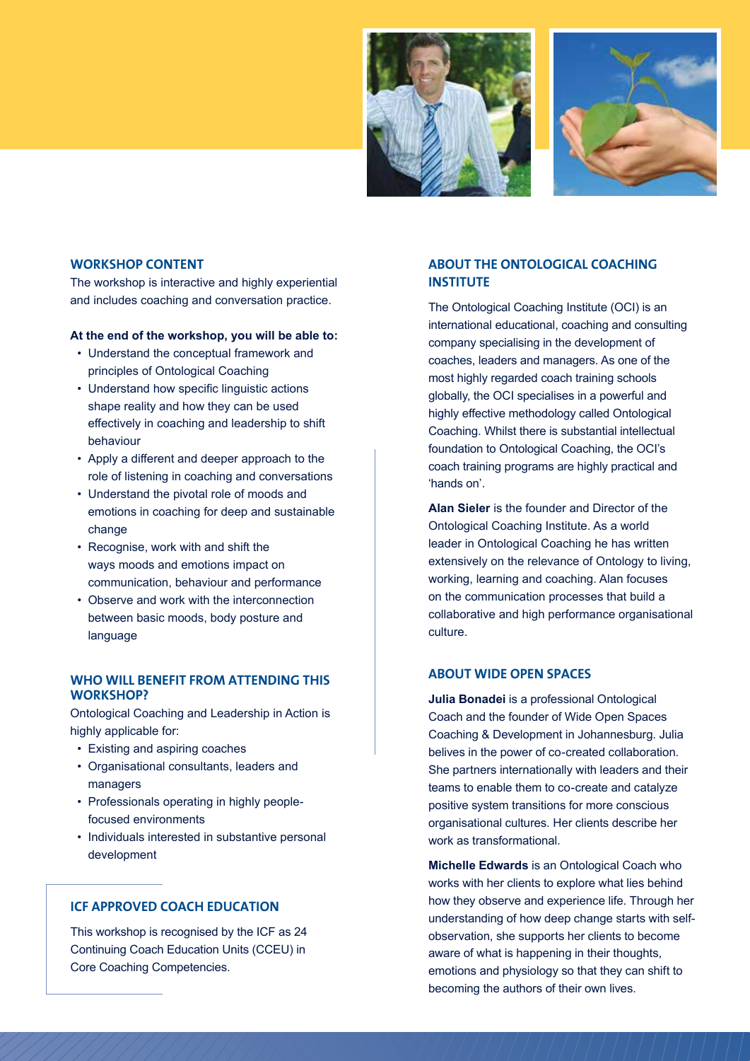## WORKSHOP CONTENT

The workshop is interactive and highly experiential and includes coaching and conversation practice.

**At the end of the workshop, you will be able to:**

- Understand the conceptual framework and principles of Ontological Coaching
- Understand how specific linguistic actions shape reality and how they can be used effectively in coaching and leadership to shift behaviour
- Apply a different and deeper approach to the role of listening in coaching and conversations
- Understand the pivotal role of moods and emotions in coaching for deep and sustainable change
- Recognise, work with and shift the ways moods and emotions impact on communication, behaviour and performance
- Observe and work with the interconnection between basic moods, body posture and language

## WHO WILL BENEFIT FROM ATTENDING THIS WORKSHOP?

Ontological Coaching and Leadership in Action is highly applicable for:

- Existing and aspiring coaches
- Organisational consultants, leaders and managers
- Professionals operating in highly people-focused environments
- Individuals interested in substantive personal development

## ICF APPROVED COACH EDUCATION

This workshop is recognised by the ICF as 24 Continuing Coach Education Units (CCEU) in Core Coaching Competencies.

## ABOUT THE ONTOLOGICAL COACHING INSTITUTE

The Ontological Coaching Institute (OCI) is an international educational, coaching and consulting company specialising in the development of coaches, leaders and managers. As one of the most highly regarded coach training schools globally, the OCI specialises in a powerful and highly effective methodology called Ontological Coaching. Whilst there is substantial intellectual foundation to Ontological Coaching, the OCI's coach training programs are highly practical and 'hands on'.

**Alan Sieler** is the founder and Director of the Ontological Coaching Institute. As a world leader in Ontological Coaching he has written extensively on the relevance of Ontology to living, working, learning and coaching. Alan focuses on the communication processes that build a collaborative and high performance organisational culture.

## ABOUT WIDE OPEN SPACES

**Julia Bonadei** is a professional Ontological Coach and the founder of Wide Open Spaces Coaching & Development in Johannesburg. Julia belives in the power of co-created collaboration. She partners internationally with leaders and their teams to enable them to co-create and catalyze positive system transitions for more conscious organisational cultures. Her clients describe her work as transformational.

**Michelle Edwards** is an Ontological Coach who works with her clients to explore what lies behind how they observe and experience life. Through her understanding of how deep change starts with self-observation, she supports her clients to become aware of what is happening in their thoughts, emotions and physiology so that they can shift to becoming the authors of their own lives.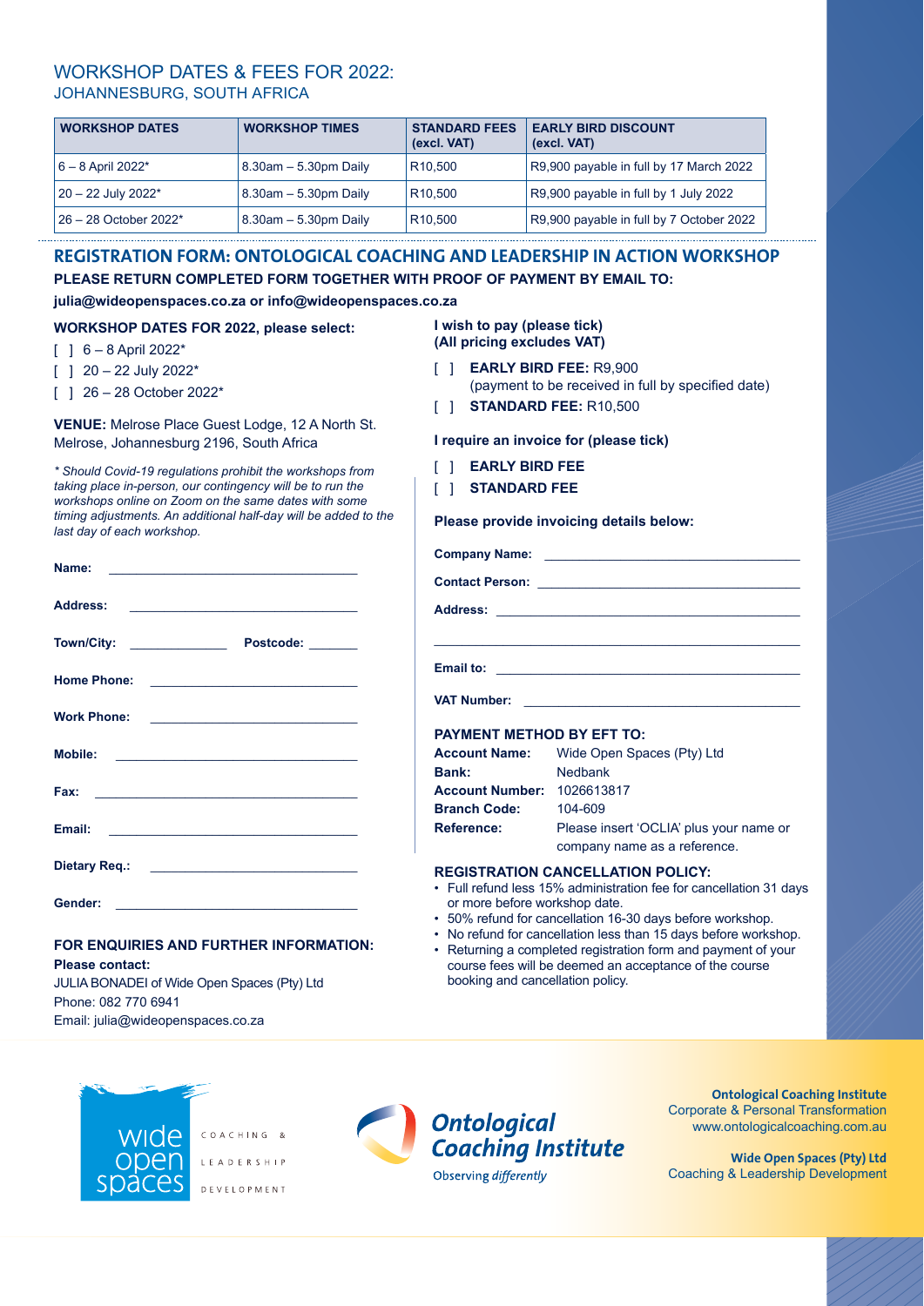# WORKSHOP DATES & FEES FOR 2022:
## JOHANNESBURG, SOUTH AFRICA

| WORKSHOP DATES | WORKSHOP TIMES | STANDARD FEES (excl. VAT) | EARLY BIRD DISCOUNT (excl. VAT) |
|---|---|---|---|
| 6 – 8 April 2022* | 8.30am – 5.30pm Daily | R10,500 | R9,900 payable in full by 17 March 2022 |
| 20 – 22 July 2022* | 8.30am – 5.30pm Daily | R10,500 | R9,900 payable in full by 1 July 2022 |
| 26 – 28 October 2022* | 8.30am – 5.30pm Daily | R10,500 | R9,900 payable in full by 7 October 2022 |

## REGISTRATION FORM: ONTOLOGICAL COACHING AND LEADERSHIP IN ACTION WORKSHOP

**PLEASE RETURN COMPLETED FORM TOGETHER WITH PROOF OF PAYMENT BY EMAIL TO:**

**julia@wideopenspaces.co.za or info@wideopenspaces.co.za**

**WORKSHOP DATES FOR 2022, please select:**

[ ] 6 – 8 April 2022*
[ ] 20 – 22 July 2022*
[ ] 26 – 28 October 2022*

**VENUE:** Melrose Place Guest Lodge, 12 A North St. Melrose, Johannesburg 2196, South Africa

*\* Should Covid-19 regulations prohibit the workshops from taking place in-person, our contingency will be to run the workshops online on Zoom on the same dates with some timing adjustments. An additional half-day will be added to the last day of each workshop.*

**Name:** ______________________

**Address:** ______________________

**Town/City:** __________ **Postcode:** ______

**Home Phone:** ______________________

**Work Phone:** ______________________

**Mobile:** ______________________

**Fax:** ______________________

**Email:** ______________________

**Dietary Req.:** ______________________

**Gender:** ______________________

**FOR ENQUIRIES AND FURTHER INFORMATION:**

**Please contact:**
JULIA BONADEI of Wide Open Spaces (Pty) Ltd
Phone: 082 770 6941
Email: julia@wideopenspaces.co.za

**I wish to pay (please tick)**
**(All pricing excludes VAT)**

[ ] **EARLY BIRD FEE:** R9,900 (payment to be received in full by specified date)
[ ] **STANDARD FEE:** R10,500

**I require an invoice for (please tick)**

[ ] **EARLY BIRD FEE**
[ ] **STANDARD FEE**

**Please provide invoicing details below:**

**Company Name:** ______________________

**Contact Person:** ______________________

**Address:** ______________________

______________________

**Email to:** ______________________

**VAT Number:** ______________________

**PAYMENT METHOD BY EFT TO:**

**Account Name:** Wide Open Spaces (Pty) Ltd
**Bank:** Nedbank
**Account Number:** 1026613817
**Branch Code:** 104-609
**Reference:** Please insert 'OCLIA' plus your name or company name as a reference.

**REGISTRATION CANCELLATION POLICY:**

- Full refund less 15% administration fee for cancellation 31 days or more before workshop date.
- 50% refund for cancellation 16-30 days before workshop.
- No refund for cancellation less than 15 days before workshop.
- Returning a completed registration form and payment of your course fees will be deemed an acceptance of the course booking and cancellation policy.

wide open spaces COACHING & LEADERSHIP DEVELOPMENT

Ontological Coaching Institute
Observing *differently*

**Ontological Coaching Institute**
Corporate & Personal Transformation
www.ontologicalcoaching.com.au

**Wide Open Spaces (Pty) Ltd**
Coaching & Leadership Development